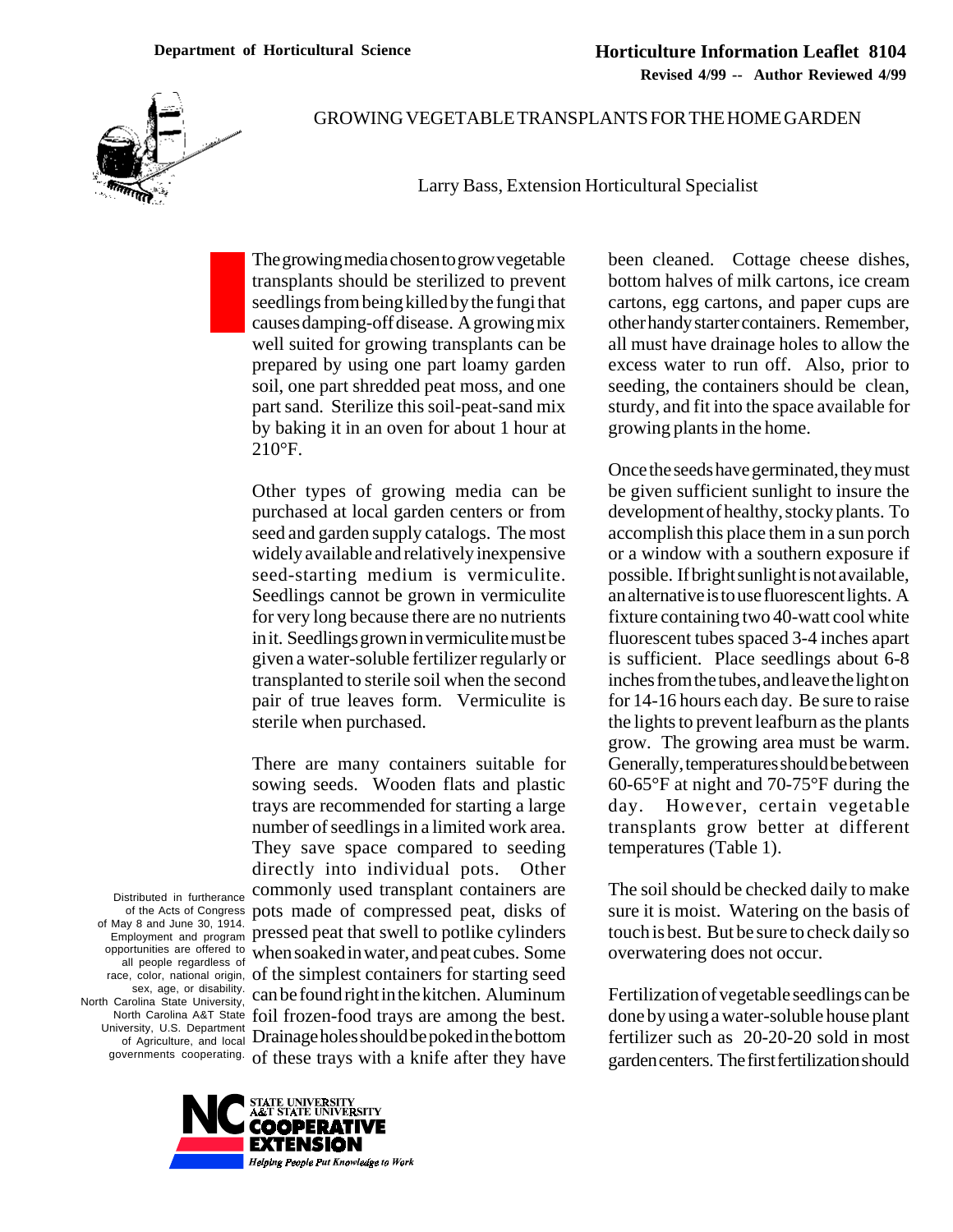Department of Horticultural Science

**Horticulture Information Leaflet 8104**
**Revised 4/99 -- Author Reviewed 4/99**

# GROWING VEGETABLE TRANSPLANTS FOR THE HOME GARDEN

Larry Bass, Extension Horticultural Specialist

The growing media chosen to grow vegetable transplants should be sterilized to prevent seedlings from being killed by the fungi that causes damping-off disease. A growing mix well suited for growing transplants can be prepared by using one part loamy garden soil, one part shredded peat moss, and one part sand. Sterilize this soil-peat-sand mix by baking it in an oven for about 1 hour at 210°F.

Other types of growing media can be purchased at local garden centers or from seed and garden supply catalogs. The most widely available and relatively inexpensive seed-starting medium is vermiculite. Seedlings cannot be grown in vermiculite for very long because there are no nutrients in it. Seedlings grown in vermiculite must be given a water-soluble fertilizer regularly or transplanted to sterile soil when the second pair of true leaves form. Vermiculite is sterile when purchased.

There are many containers suitable for sowing seeds. Wooden flats and plastic trays are recommended for starting a large number of seedlings in a limited work area. They save space compared to seeding directly into individual pots. Other commonly used transplant containers are pots made of compressed peat, disks of pressed peat that swell to potlike cylinders when soaked in water, and peat cubes. Some of the simplest containers for starting seed can be found right in the kitchen. Aluminum foil frozen-food trays are among the best. Drainage holes should be poked in the bottom of these trays with a knife after they have been cleaned. Cottage cheese dishes, bottom halves of milk cartons, ice cream cartons, egg cartons, and paper cups are other handy starter containers. Remember, all must have drainage holes to allow the excess water to run off. Also, prior to seeding, the containers should be clean, sturdy, and fit into the space available for growing plants in the home.

Once the seeds have germinated, they must be given sufficient sunlight to insure the development of healthy, stocky plants. To accomplish this place them in a sun porch or a window with a southern exposure if possible. If bright sunlight is not available, an alternative is to use fluorescent lights. A fixture containing two 40-watt cool white fluorescent tubes spaced 3-4 inches apart is sufficient. Place seedlings about 6-8 inches from the tubes, and leave the light on for 14-16 hours each day. Be sure to raise the lights to prevent leafburn as the plants grow. The growing area must be warm. Generally, temperatures should be between 60-65°F at night and 70-75°F during the day. However, certain vegetable transplants grow better at different temperatures (Table 1).

The soil should be checked daily to make sure it is moist. Watering on the basis of touch is best. But be sure to check daily so overwatering does not occur.

Fertilization of vegetable seedlings can be done by using a water-soluble house plant fertilizer such as 20-20-20 sold in most garden centers. The first fertilization should

Distributed in furtherance of the Acts of Congress of May 8 and June 30, 1914. Employment and program opportunities are offered to all people regardless of race, color, national origin, sex, age, or disability. North Carolina State University, North Carolina A&T State University, U.S. Department of Agriculture, and local governments cooperating.

NC STATE UNIVERSITY A&T STATE UNIVERSITY COOPERATIVE EXTENSION
*Helping People Put Knowledge to Work*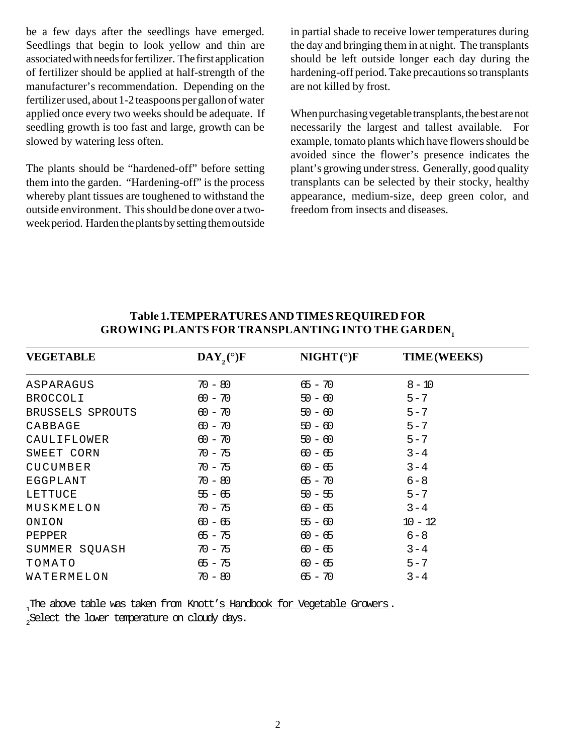be a few days after the seedlings have emerged. Seedlings that begin to look yellow and thin are associated with needs for fertilizer. The first application of fertilizer should be applied at half-strength of the manufacturer's recommendation. Depending on the fertilizer used, about 1-2 teaspoons per gallon of water applied once every two weeks should be adequate. If seedling growth is too fast and large, growth can be slowed by watering less often.

The plants should be "hardened-off" before setting them into the garden. "Hardening-off" is the process whereby plant tissues are toughened to withstand the outside environment. This should be done over a two-week period. Harden the plants by setting them outside in partial shade to receive lower temperatures during the day and bringing them in at night. The transplants should be left outside longer each day during the hardening-off period. Take precautions so transplants are not killed by frost.

When purchasing vegetable transplants, the best are not necessarily the largest and tallest available. For example, tomato plants which have flowers should be avoided since the flower's presence indicates the plant's growing under stress. Generally, good quality transplants can be selected by their stocky, healthy appearance, medium-size, deep green color, and freedom from insects and diseases.

**Table 1. TEMPERATURES AND TIMES REQUIRED FOR GROWING PLANTS FOR TRANSPLANTING INTO THE GARDEN[1]**

| VEGETABLE | DAY[2] (°)F | NIGHT (°)F | TIME (WEEKS) |
|---|---|---|---|
| ASPARAGUS | 70 - 80 | 65 - 70 | 8 - 10 |
| BROCCOLI | 60 - 70 | 50 - 60 | 5 - 7 |
| BRUSSELS SPROUTS | 60 - 70 | 50 - 60 | 5 - 7 |
| CABBAGE | 60 - 70 | 50 - 60 | 5 - 7 |
| CAULIFLOWER | 60 - 70 | 50 - 60 | 5 - 7 |
| SWEET CORN | 70 - 75 | 60 - 65 | 3 - 4 |
| CUCUMBER | 70 - 75 | 60 - 65 | 3 - 4 |
| EGGPLANT | 70 - 80 | 65 - 70 | 6 - 8 |
| LETTUCE | 55 - 65 | 50 - 55 | 5 - 7 |
| MUSKMELON | 70 - 75 | 60 - 65 | 3 - 4 |
| ONION | 60 - 65 | 55 - 60 | 10 - 12 |
| PEPPER | 65 - 75 | 60 - 65 | 6 - 8 |
| SUMMER SQUASH | 70 - 75 | 60 - 65 | 3 - 4 |
| TOMATO | 65 - 75 | 60 - 65 | 5 - 7 |
| WATERMELON | 70 - 80 | 65 - 70 | 3 - 4 |

[1] The above table was taken from Knott's Handbook for Vegetable Growers.
[2] Select the lower temperature on cloudy days.